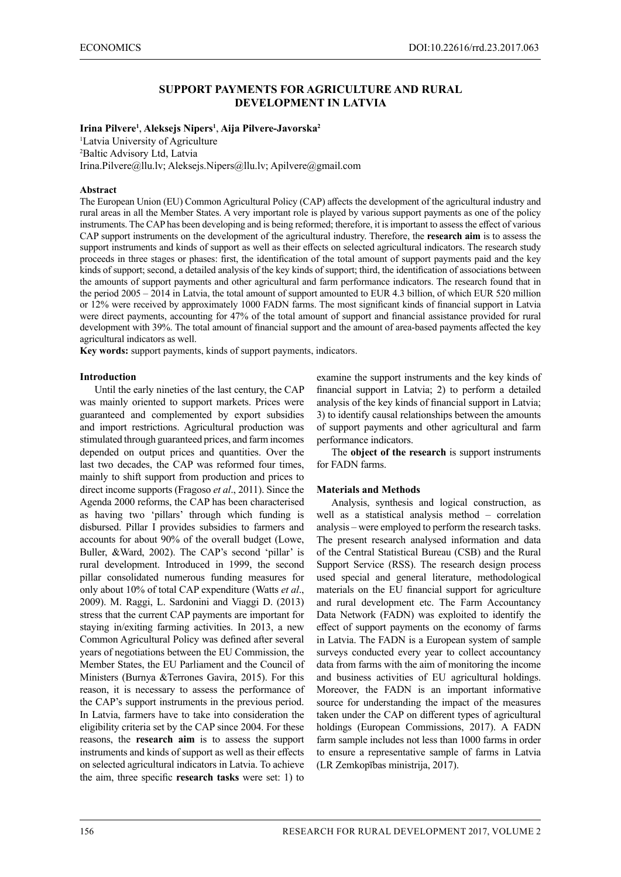# SUPPORT PAYMENTS FOR AGRICULTURE AND RURAL DEVELOPMENT IN LATVIA

**Irina Pilvere[1], Aleksejs Nipers[1], Aija Pilvere-Javorska[2]**

[1]Latvia University of Agriculture
[2]Baltic Advisory Ltd, Latvia
Irina.Pilvere@llu.lv; Aleksejs.Nipers@llu.lv; Apilvere@gmail.com

**Abstract**

The European Union (EU) Common Agricultural Policy (CAP) affects the development of the agricultural industry and rural areas in all the Member States. A very important role is played by various support payments as one of the policy instruments. The CAP has been developing and is being reformed; therefore, it is important to assess the effect of various CAP support instruments on the development of the agricultural industry. Therefore, the **research aim** is to assess the support instruments and kinds of support as well as their effects on selected agricultural indicators. The research study proceeds in three stages or phases: first, the identification of the total amount of support payments paid and the key kinds of support; second, a detailed analysis of the key kinds of support; third, the identification of associations between the amounts of support payments and other agricultural and farm performance indicators. The research found that in the period 2005 – 2014 in Latvia, the total amount of support amounted to EUR 4.3 billion, of which EUR 520 million or 12% were received by approximately 1000 FADN farms. The most significant kinds of financial support in Latvia were direct payments, accounting for 47% of the total amount of support and financial assistance provided for rural development with 39%. The total amount of financial support and the amount of area-based payments affected the key agricultural indicators as well.

**Key words:** support payments, kinds of support payments, indicators.

## Introduction

Until the early nineties of the last century, the CAP was mainly oriented to support markets. Prices were guaranteed and complemented by export subsidies and import restrictions. Agricultural production was stimulated through guaranteed prices, and farm incomes depended on output prices and quantities. Over the last two decades, the CAP was reformed four times, mainly to shift support from production and prices to direct income supports (Fragoso *et al*., 2011). Since the Agenda 2000 reforms, the CAP has been characterised as having two 'pillars' through which funding is disbursed. Pillar I provides subsidies to farmers and accounts for about 90% of the overall budget (Lowe, Buller, &Ward, 2002). The CAP's second 'pillar' is rural development. Introduced in 1999, the second pillar consolidated numerous funding measures for only about 10% of total CAP expenditure (Watts *et al*., 2009). M. Raggi, L. Sardonini and Viaggi D. (2013) stress that the current CAP payments are important for staying in/exiting farming activities. In 2013, a new Common Agricultural Policy was defined after several years of negotiations between the EU Commission, the Member States, the EU Parliament and the Council of Ministers (Burnya &Terrones Gavira, 2015). For this reason, it is necessary to assess the performance of the CAP's support instruments in the previous period. In Latvia, farmers have to take into consideration the eligibility criteria set by the CAP since 2004. For these reasons, the **research aim** is to assess the support instruments and kinds of support as well as their effects on selected agricultural indicators in Latvia. To achieve the aim, three specific **research tasks** were set: 1) to examine the support instruments and the key kinds of financial support in Latvia; 2) to perform a detailed analysis of the key kinds of financial support in Latvia; 3) to identify causal relationships between the amounts of support payments and other agricultural and farm performance indicators.

The **object of the research** is support instruments for FADN farms.

## Materials and Methods

Analysis, synthesis and logical construction, as well as a statistical analysis method – correlation analysis – were employed to perform the research tasks. The present research analysed information and data of the Central Statistical Bureau (CSB) and the Rural Support Service (RSS). The research design process used special and general literature, methodological materials on the EU financial support for agriculture and rural development etc. The Farm Accountancy Data Network (FADN) was exploited to identify the effect of support payments on the economy of farms in Latvia. The FADN is a European system of sample surveys conducted every year to collect accountancy data from farms with the aim of monitoring the income and business activities of EU agricultural holdings. Moreover, the FADN is an important informative source for understanding the impact of the measures taken under the CAP on different types of agricultural holdings (European Commissions, 2017). A FADN farm sample includes not less than 1000 farms in order to ensure a representative sample of farms in Latvia (LR Zemkopības ministrija, 2017).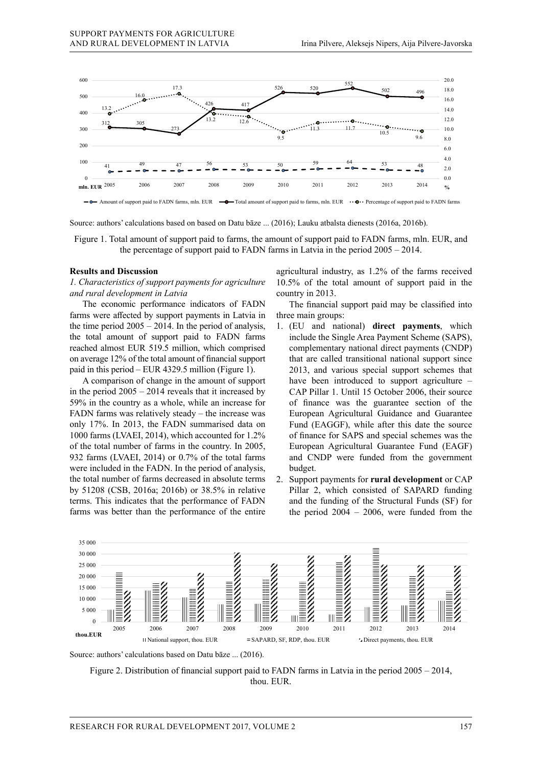Source: authors' calculations based on based on Datu bāze ... (2016); Lauku atbalsta dienests (2016a, 2016b).

Figure 1. Total amount of support paid to farms, the amount of support paid to FADN farms, mln. EUR, and the percentage of support paid to FADN farms in Latvia in the period 2005 – 2014.

**Results and Discussion**

*1. Characteristics of support payments for agriculture and rural development in Latvia*

The economic performance indicators of FADN farms were affected by support payments in Latvia in the time period 2005 – 2014. In the period of analysis, the total amount of support paid to FADN farms reached almost EUR 519.5 million, which comprised on average 12% of the total amount of financial support paid in this period – EUR 4329.5 million (Figure 1).

A comparison of change in the amount of support in the period 2005 – 2014 reveals that it increased by 59% in the country as a whole, while an increase for FADN farms was relatively steady – the increase was only 17%. In 2013, the FADN summarised data on 1000 farms (LVAEI, 2014), which accounted for 1.2% of the total number of farms in the country. In 2005, 932 farms (LVAEI, 2014) or 0.7% of the total farms were included in the FADN. In the period of analysis, the total number of farms decreased in absolute terms by 51208 (CSB, 2016a; 2016b) or 38.5% in relative terms. This indicates that the performance of FADN farms was better than the performance of the entire agricultural industry, as 1.2% of the farms received 10.5% of the total amount of support paid in the country in 2013.

The financial support paid may be classified into three main groups:

1. (EU and national) **direct payments**, which include the Single Area Payment Scheme (SAPS), complementary national direct payments (CNDP) that are called transitional national support since 2013, and various special support schemes that have been introduced to support agriculture – CAP Pillar 1. Until 15 October 2006, their source of finance was the guarantee section of the European Agricultural Guidance and Guarantee Fund (EAGGF), while after this date the source of finance for SAPS and special schemes was the European Agricultural Guarantee Fund (EAGF) and CNDP were funded from the government budget.
2. Support payments for **rural development** or CAP Pillar 2, which consisted of SAPARD funding and the funding of the Structural Funds (SF) for the period 2004 – 2006, were funded from the

Source: authors' calculations based on Datu bāze ... (2016).

Figure 2. Distribution of financial support paid to FADN farms in Latvia in the period 2005 – 2014, thou. EUR.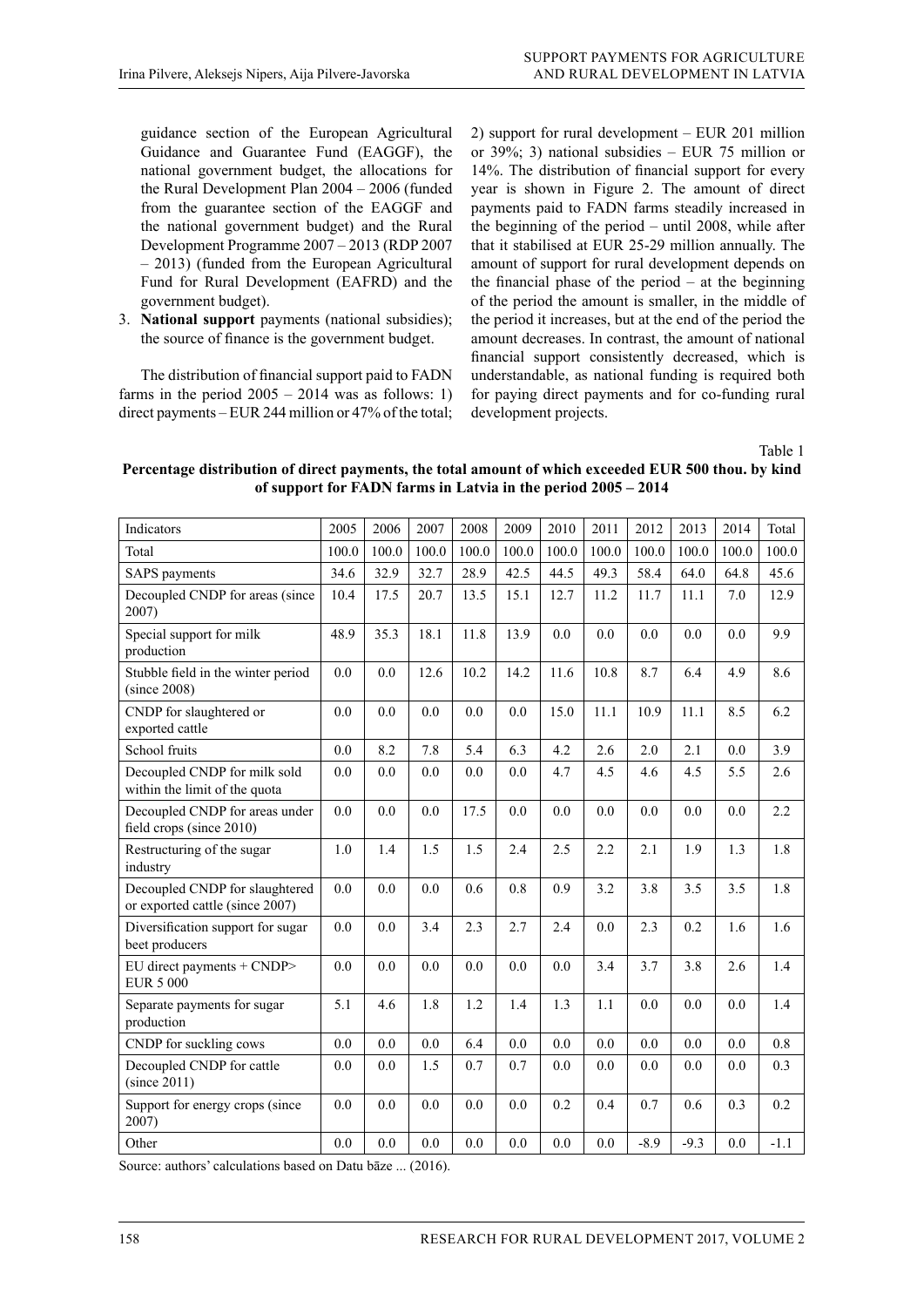guidance section of the European Agricultural Guidance and Guarantee Fund (EAGGF), the national government budget, the allocations for the Rural Development Plan 2004 – 2006 (funded from the guarantee section of the EAGGF and the national government budget) and the Rural Development Programme 2007 – 2013 (RDP 2007 – 2013) (funded from the European Agricultural Fund for Rural Development (EAFRD) and the government budget).

3. **National support** payments (national subsidies); the source of finance is the government budget.

The distribution of financial support paid to FADN farms in the period 2005 – 2014 was as follows: 1) direct payments – EUR 244 million or 47% of the total; 2) support for rural development – EUR 201 million or 39%; 3) national subsidies – EUR 75 million or 14%. The distribution of financial support for every year is shown in Figure 2. The amount of direct payments paid to FADN farms steadily increased in the beginning of the period – until 2008, while after that it stabilised at EUR 25-29 million annually. The amount of support for rural development depends on the financial phase of the period – at the beginning of the period the amount is smaller, in the middle of the period it increases, but at the end of the period the amount decreases. In contrast, the amount of national financial support consistently decreased, which is understandable, as national funding is required both for paying direct payments and for co-funding rural development projects.

Table 1

**Percentage distribution of direct payments, the total amount of which exceeded EUR 500 thou. by kind of support for FADN farms in Latvia in the period 2005 – 2014**

| Indicators | 2005 | 2006 | 2007 | 2008 | 2009 | 2010 | 2011 | 2012 | 2013 | 2014 | Total |
|---|---|---|---|---|---|---|---|---|---|---|---|
| Total | 100.0 | 100.0 | 100.0 | 100.0 | 100.0 | 100.0 | 100.0 | 100.0 | 100.0 | 100.0 | 100.0 |
| SAPS payments | 34.6 | 32.9 | 32.7 | 28.9 | 42.5 | 44.5 | 49.3 | 58.4 | 64.0 | 64.8 | 45.6 |
| Decoupled CNDP for areas (since 2007) | 10.4 | 17.5 | 20.7 | 13.5 | 15.1 | 12.7 | 11.2 | 11.7 | 11.1 | 7.0 | 12.9 |
| Special support for milk production | 48.9 | 35.3 | 18.1 | 11.8 | 13.9 | 0.0 | 0.0 | 0.0 | 0.0 | 0.0 | 9.9 |
| Stubble field in the winter period (since 2008) | 0.0 | 0.0 | 12.6 | 10.2 | 14.2 | 11.6 | 10.8 | 8.7 | 6.4 | 4.9 | 8.6 |
| CNDP for slaughtered or exported cattle | 0.0 | 0.0 | 0.0 | 0.0 | 0.0 | 15.0 | 11.1 | 10.9 | 11.1 | 8.5 | 6.2 |
| School fruits | 0.0 | 8.2 | 7.8 | 5.4 | 6.3 | 4.2 | 2.6 | 2.0 | 2.1 | 0.0 | 3.9 |
| Decoupled CNDP for milk sold within the limit of the quota | 0.0 | 0.0 | 0.0 | 0.0 | 0.0 | 4.7 | 4.5 | 4.6 | 4.5 | 5.5 | 2.6 |
| Decoupled CNDP for areas under field crops (since 2010) | 0.0 | 0.0 | 0.0 | 17.5 | 0.0 | 0.0 | 0.0 | 0.0 | 0.0 | 0.0 | 2.2 |
| Restructuring of the sugar industry | 1.0 | 1.4 | 1.5 | 1.5 | 2.4 | 2.5 | 2.2 | 2.1 | 1.9 | 1.3 | 1.8 |
| Decoupled CNDP for slaughtered or exported cattle (since 2007) | 0.0 | 0.0 | 0.0 | 0.6 | 0.8 | 0.9 | 3.2 | 3.8 | 3.5 | 3.5 | 1.8 |
| Diversification support for sugar beet producers | 0.0 | 0.0 | 3.4 | 2.3 | 2.7 | 2.4 | 0.0 | 2.3 | 0.2 | 1.6 | 1.6 |
| EU direct payments + CNDP> EUR 5 000 | 0.0 | 0.0 | 0.0 | 0.0 | 0.0 | 0.0 | 3.4 | 3.7 | 3.8 | 2.6 | 1.4 |
| Separate payments for sugar production | 5.1 | 4.6 | 1.8 | 1.2 | 1.4 | 1.3 | 1.1 | 0.0 | 0.0 | 0.0 | 1.4 |
| CNDP for suckling cows | 0.0 | 0.0 | 0.0 | 6.4 | 0.0 | 0.0 | 0.0 | 0.0 | 0.0 | 0.0 | 0.8 |
| Decoupled CNDP for cattle (since 2011) | 0.0 | 0.0 | 1.5 | 0.7 | 0.7 | 0.0 | 0.0 | 0.0 | 0.0 | 0.0 | 0.3 |
| Support for energy crops (since 2007) | 0.0 | 0.0 | 0.0 | 0.0 | 0.0 | 0.2 | 0.4 | 0.7 | 0.6 | 0.3 | 0.2 |
| Other | 0.0 | 0.0 | 0.0 | 0.0 | 0.0 | 0.0 | 0.0 | -8.9 | -9.3 | 0.0 | -1.1 |

Source: authors' calculations based on Datu bāze ... (2016).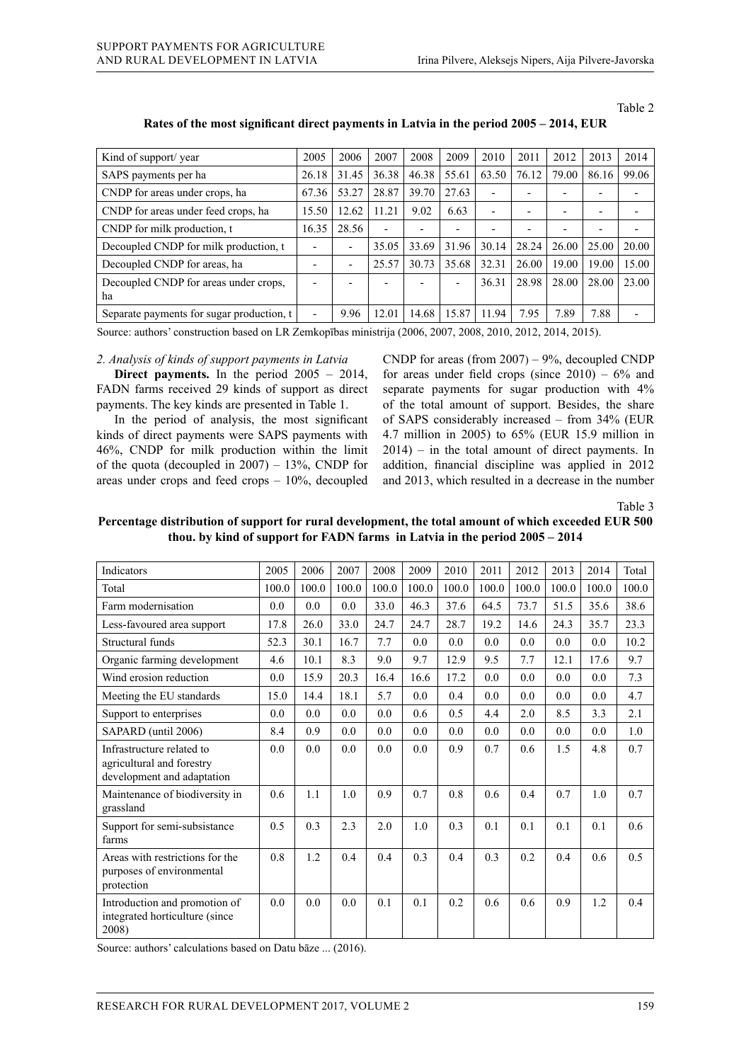Table 2

**Rates of the most significant direct payments in Latvia in the period 2005 – 2014, EUR**

| Kind of support/ year | 2005 | 2006 | 2007 | 2008 | 2009 | 2010 | 2011 | 2012 | 2013 | 2014 |
|---|---|---|---|---|---|---|---|---|---|---|
| SAPS payments per ha | 26.18 | 31.45 | 36.38 | 46.38 | 55.61 | 63.50 | 76.12 | 79.00 | 86.16 | 99.06 |
| CNDP for areas under crops, ha | 67.36 | 53.27 | 28.87 | 39.70 | 27.63 | - | - | - | - | - |
| CNDP for areas under feed crops, ha | 15.50 | 12.62 | 11.21 | 9.02 | 6.63 | - | - | - | - | - |
| CNDP for milk production, t | 16.35 | 28.56 | - | - | - | - | - | - | - | - |
| Decoupled CNDP for milk production, t | - | - | 35.05 | 33.69 | 31.96 | 30.14 | 28.24 | 26.00 | 25.00 | 20.00 |
| Decoupled CNDP for areas, ha | - | - | 25.57 | 30.73 | 35.68 | 32.31 | 26.00 | 19.00 | 19.00 | 15.00 |
| Decoupled CNDP for areas under crops, ha | - | - | - | - | - | 36.31 | 28.98 | 28.00 | 28.00 | 23.00 |
| Separate payments for sugar production, t | - | 9.96 | 12.01 | 14.68 | 15.87 | 11.94 | 7.95 | 7.89 | 7.88 | - |

Source: authors' construction based on LR Zemkopības ministrija (2006, 2007, 2008, 2010, 2012, 2014, 2015).

*2. Analysis of kinds of support payments in Latvia*

**Direct payments.** In the period 2005 – 2014, FADN farms received 29 kinds of support as direct payments. The key kinds are presented in Table 1.

In the period of analysis, the most significant kinds of direct payments were SAPS payments with 46%, CNDP for milk production within the limit of the quota (decoupled in 2007) – 13%, CNDP for areas under crops and feed crops – 10%, decoupled CNDP for areas (from 2007) – 9%, decoupled CNDP for areas under field crops (since 2010) – 6% and separate payments for sugar production with 4% of the total amount of support. Besides, the share of SAPS considerably increased – from 34% (EUR 4.7 million in 2005) to 65% (EUR 15.9 million in 2014) – in the total amount of direct payments. In addition, financial discipline was applied in 2012 and 2013, which resulted in a decrease in the number

Table 3

**Percentage distribution of support for rural development, the total amount of which exceeded EUR 500 thou. by kind of support for FADN farms in Latvia in the period 2005 – 2014**

| Indicators | 2005 | 2006 | 2007 | 2008 | 2009 | 2010 | 2011 | 2012 | 2013 | 2014 | Total |
|---|---|---|---|---|---|---|---|---|---|---|---|
| Total | 100.0 | 100.0 | 100.0 | 100.0 | 100.0 | 100.0 | 100.0 | 100.0 | 100.0 | 100.0 | 100.0 |
| Farm modernisation | 0.0 | 0.0 | 0.0 | 33.0 | 46.3 | 37.6 | 64.5 | 73.7 | 51.5 | 35.6 | 38.6 |
| Less-favoured area support | 17.8 | 26.0 | 33.0 | 24.7 | 24.7 | 28.7 | 19.2 | 14.6 | 24.3 | 35.7 | 23.3 |
| Structural funds | 52.3 | 30.1 | 16.7 | 7.7 | 0.0 | 0.0 | 0.0 | 0.0 | 0.0 | 0.0 | 10.2 |
| Organic farming development | 4.6 | 10.1 | 8.3 | 9.0 | 9.7 | 12.9 | 9.5 | 7.7 | 12.1 | 17.6 | 9.7 |
| Wind erosion reduction | 0.0 | 15.9 | 20.3 | 16.4 | 16.6 | 17.2 | 0.0 | 0.0 | 0.0 | 0.0 | 7.3 |
| Meeting the EU standards | 15.0 | 14.4 | 18.1 | 5.7 | 0.0 | 0.4 | 0.0 | 0.0 | 0.0 | 0.0 | 4.7 |
| Support to enterprises | 0.0 | 0.0 | 0.0 | 0.0 | 0.6 | 0.5 | 4.4 | 2.0 | 8.5 | 3.3 | 2.1 |
| SAPARD (until 2006) | 8.4 | 0.9 | 0.0 | 0.0 | 0.0 | 0.0 | 0.0 | 0.0 | 0.0 | 0.0 | 1.0 |
| Infrastructure related to agricultural and forestry development and adaptation | 0.0 | 0.0 | 0.0 | 0.0 | 0.0 | 0.9 | 0.7 | 0.6 | 1.5 | 4.8 | 0.7 |
| Maintenance of biodiversity in grassland | 0.6 | 1.1 | 1.0 | 0.9 | 0.7 | 0.8 | 0.6 | 0.4 | 0.7 | 1.0 | 0.7 |
| Support for semi-subsistance farms | 0.5 | 0.3 | 2.3 | 2.0 | 1.0 | 0.3 | 0.1 | 0.1 | 0.1 | 0.1 | 0.6 |
| Areas with restrictions for the purposes of environmental protection | 0.8 | 1.2 | 0.4 | 0.4 | 0.3 | 0.4 | 0.3 | 0.2 | 0.4 | 0.6 | 0.5 |
| Introduction and promotion of integrated horticulture (since 2008) | 0.0 | 0.0 | 0.0 | 0.1 | 0.1 | 0.2 | 0.6 | 0.6 | 0.9 | 1.2 | 0.4 |

Source: authors' calculations based on Datu bāze ... (2016).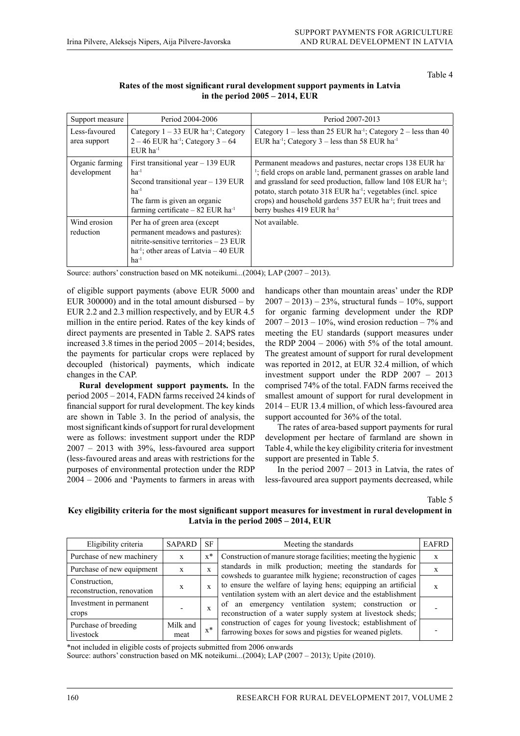Table 4

**Rates of the most significant rural development support payments in Latvia in the period 2005 – 2014, EUR**

| Support measure | Period 2004-2006 | Period 2007-2013 |
|---|---|---|
| Less-favoured area support | Category 1 – 33 EUR ha$^{-1}$; Category 2 – 46 EUR ha$^{-1}$; Category 3 – 64 EUR ha$^{-1}$ | Category 1 – less than 25 EUR ha$^{-1}$; Category 2 – less than 40 EUR ha$^{-1}$; Category 3 – less than 58 EUR ha$^{-1}$ |
| Organic farming development | First transitional year – 139 EUR ha$^{-1}$<br>Second transitional year – 139 EUR ha$^{-1}$<br>The farm is given an organic farming certificate – 82 EUR ha$^{-1}$ | Permanent meadows and pastures, nectar crops 138 EUR ha$^{-1}$; field crops on arable land, permanent grasses on arable land and grassland for seed production, fallow land 108 EUR ha$^{-1}$; potato, starch potato 318 EUR ha$^{-1}$; vegetables (incl. spice crops) and household gardens 357 EUR ha$^{-1}$; fruit trees and berry bushes 419 EUR ha$^{-1}$ |
| Wind erosion reduction | Per ha of green area (except permanent meadows and pastures): nitrite-sensitive territories – 23 EUR ha$^{-1}$; other areas of Latvia – 40 EUR ha$^{-1}$ | Not available. |

Source: authors' construction based on MK noteikumi...(2004); LAP (2007 – 2013).

of eligible support payments (above EUR 5000 and EUR 300000) and in the total amount disbursed – by EUR 2.2 and 2.3 million respectively, and by EUR 4.5 million in the entire period. Rates of the key kinds of direct payments are presented in Table 2. SAPS rates increased 3.8 times in the period 2005 – 2014; besides, the payments for particular crops were replaced by decoupled (historical) payments, which indicate changes in the CAP.

**Rural development support payments.** In the period 2005 – 2014, FADN farms received 24 kinds of financial support for rural development. The key kinds are shown in Table 3. In the period of analysis, the most significant kinds of support for rural development were as follows: investment support under the RDP 2007 – 2013 with 39%, less-favoured area support (less-favoured areas and areas with restrictions for the purposes of environmental protection under the RDP 2004 – 2006 and 'Payments to farmers in areas with handicaps other than mountain areas' under the RDP 2007 – 2013) – 23%, structural funds – 10%, support for organic farming development under the RDP 2007 – 2013 – 10%, wind erosion reduction – 7% and meeting the EU standards (support measures under the RDP 2004 – 2006) with 5% of the total amount. The greatest amount of support for rural development was reported in 2012, at EUR 32.4 million, of which investment support under the RDP 2007 – 2013 comprised 74% of the total. FADN farms received the smallest amount of support for rural development in 2014 – EUR 13.4 million, of which less-favoured area support accounted for 36% of the total.

The rates of area-based support payments for rural development per hectare of farmland are shown in Table 4, while the key eligibility criteria for investment support are presented in Table 5.

In the period 2007 – 2013 in Latvia, the rates of less-favoured area support payments decreased, while

Table 5

**Key eligibility criteria for the most significant support measures for investment in rural development in Latvia in the period 2005 – 2014, EUR**

| Eligibility criteria | SAPARD | SF | Meeting the standards | EAFRD |
|---|---|---|---|---|
| Purchase of new machinery | x | x* | Construction of manure storage facilities; meeting the hygienic standards in milk production; meeting the standards for cowsheds to guarantee milk hygiene; reconstruction of cages to ensure the welfare of laying hens; equipping an artificial ventilation system with an alert device and the establishment of an emergency ventilation system; construction or reconstruction of a water supply system at livestock sheds; construction of cages for young livestock; establishment of farrowing boxes for sows and pigsties for weaned piglets. | x |
| Purchase of new equipment | x | x | | x |
| Construction, reconstruction, renovation | x | x | | x |
| Investment in permanent crops | - | x | | - |
| Purchase of breeding livestock | Milk and meat | x* | | - |

*not included in eligible costs of projects submitted from 2006 onwards

Source: authors' construction based on MK noteikumi...(2004); LAP (2007 – 2013); Upite (2010).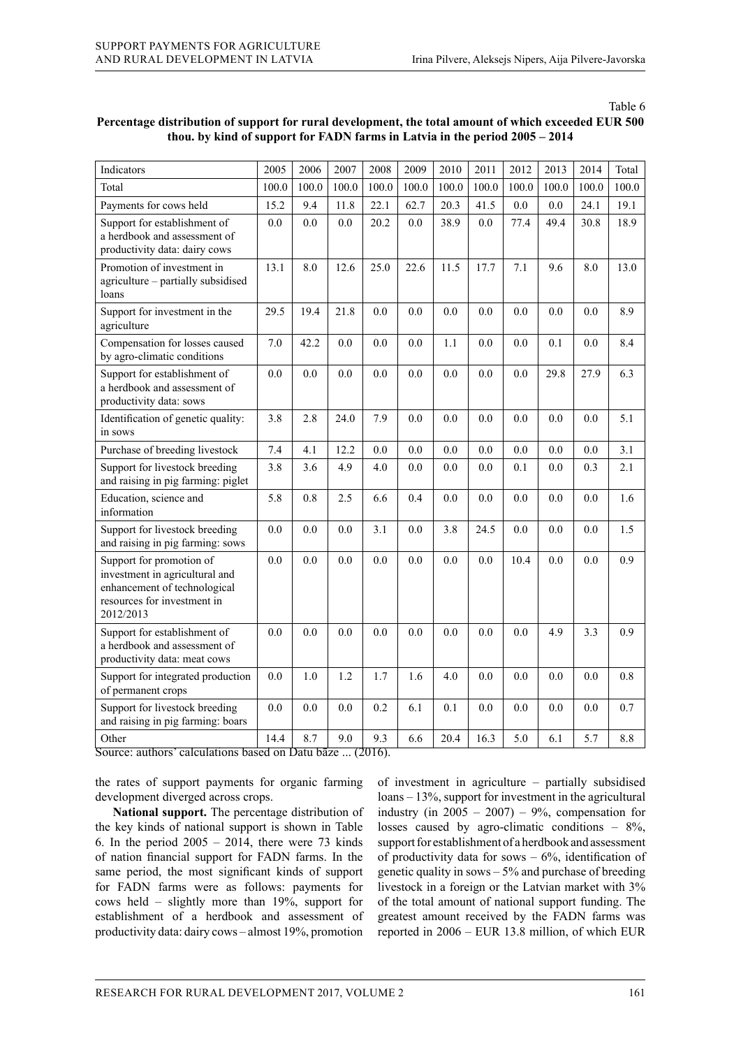Table 6

**Percentage distribution of support for rural development, the total amount of which exceeded EUR 500 thou. by kind of support for FADN farms in Latvia in the period 2005 – 2014**

| Indicators | 2005 | 2006 | 2007 | 2008 | 2009 | 2010 | 2011 | 2012 | 2013 | 2014 | Total |
|---|---|---|---|---|---|---|---|---|---|---|---|
| Total | 100.0 | 100.0 | 100.0 | 100.0 | 100.0 | 100.0 | 100.0 | 100.0 | 100.0 | 100.0 | 100.0 |
| Payments for cows held | 15.2 | 9.4 | 11.8 | 22.1 | 62.7 | 20.3 | 41.5 | 0.0 | 0.0 | 24.1 | 19.1 |
| Support for establishment of a herdbook and assessment of productivity data: dairy cows | 0.0 | 0.0 | 0.0 | 20.2 | 0.0 | 38.9 | 0.0 | 77.4 | 49.4 | 30.8 | 18.9 |
| Promotion of investment in agriculture – partially subsidised loans | 13.1 | 8.0 | 12.6 | 25.0 | 22.6 | 11.5 | 17.7 | 7.1 | 9.6 | 8.0 | 13.0 |
| Support for investment in the agriculture | 29.5 | 19.4 | 21.8 | 0.0 | 0.0 | 0.0 | 0.0 | 0.0 | 0.0 | 0.0 | 8.9 |
| Compensation for losses caused by agro-climatic conditions | 7.0 | 42.2 | 0.0 | 0.0 | 0.0 | 1.1 | 0.0 | 0.0 | 0.1 | 0.0 | 8.4 |
| Support for establishment of a herdbook and assessment of productivity data: sows | 0.0 | 0.0 | 0.0 | 0.0 | 0.0 | 0.0 | 0.0 | 0.0 | 29.8 | 27.9 | 6.3 |
| Identification of genetic quality: in sows | 3.8 | 2.8 | 24.0 | 7.9 | 0.0 | 0.0 | 0.0 | 0.0 | 0.0 | 0.0 | 5.1 |
| Purchase of breeding livestock | 7.4 | 4.1 | 12.2 | 0.0 | 0.0 | 0.0 | 0.0 | 0.0 | 0.0 | 0.0 | 3.1 |
| Support for livestock breeding and raising in pig farming: piglet | 3.8 | 3.6 | 4.9 | 4.0 | 0.0 | 0.0 | 0.0 | 0.1 | 0.0 | 0.3 | 2.1 |
| Education, science and information | 5.8 | 0.8 | 2.5 | 6.6 | 0.4 | 0.0 | 0.0 | 0.0 | 0.0 | 0.0 | 1.6 |
| Support for livestock breeding and raising in pig farming: sows | 0.0 | 0.0 | 0.0 | 3.1 | 0.0 | 3.8 | 24.5 | 0.0 | 0.0 | 0.0 | 1.5 |
| Support for promotion of investment in agricultural and enhancement of technological resources for investment in 2012/2013 | 0.0 | 0.0 | 0.0 | 0.0 | 0.0 | 0.0 | 0.0 | 10.4 | 0.0 | 0.0 | 0.9 |
| Support for establishment of a herdbook and assessment of productivity data: meat cows | 0.0 | 0.0 | 0.0 | 0.0 | 0.0 | 0.0 | 0.0 | 0.0 | 4.9 | 3.3 | 0.9 |
| Support for integrated production of permanent crops | 0.0 | 1.0 | 1.2 | 1.7 | 1.6 | 4.0 | 0.0 | 0.0 | 0.0 | 0.0 | 0.8 |
| Support for livestock breeding and raising in pig farming: boars | 0.0 | 0.0 | 0.0 | 0.2 | 6.1 | 0.1 | 0.0 | 0.0 | 0.0 | 0.0 | 0.7 |
| Other | 14.4 | 8.7 | 9.0 | 9.3 | 6.6 | 20.4 | 16.3 | 5.0 | 6.1 | 5.7 | 8.8 |

Source: authors' calculations based on Datu bāze ... (2016).

the rates of support payments for organic farming development diverged across crops.

**National support.** The percentage distribution of the key kinds of national support is shown in Table 6. In the period 2005 – 2014, there were 73 kinds of nation financial support for FADN farms. In the same period, the most significant kinds of support for FADN farms were as follows: payments for cows held – slightly more than 19%, support for establishment of a herdbook and assessment of productivity data: dairy cows – almost 19%, promotion of investment in agriculture – partially subsidised loans – 13%, support for investment in the agricultural industry (in 2005 – 2007) – 9%, compensation for losses caused by agro-climatic conditions – 8%, support for establishment of a herdbook and assessment of productivity data for sows – 6%, identification of genetic quality in sows – 5% and purchase of breeding livestock in a foreign or the Latvian market with 3% of the total amount of national support funding. The greatest amount received by the FADN farms was reported in 2006 – EUR 13.8 million, of which EUR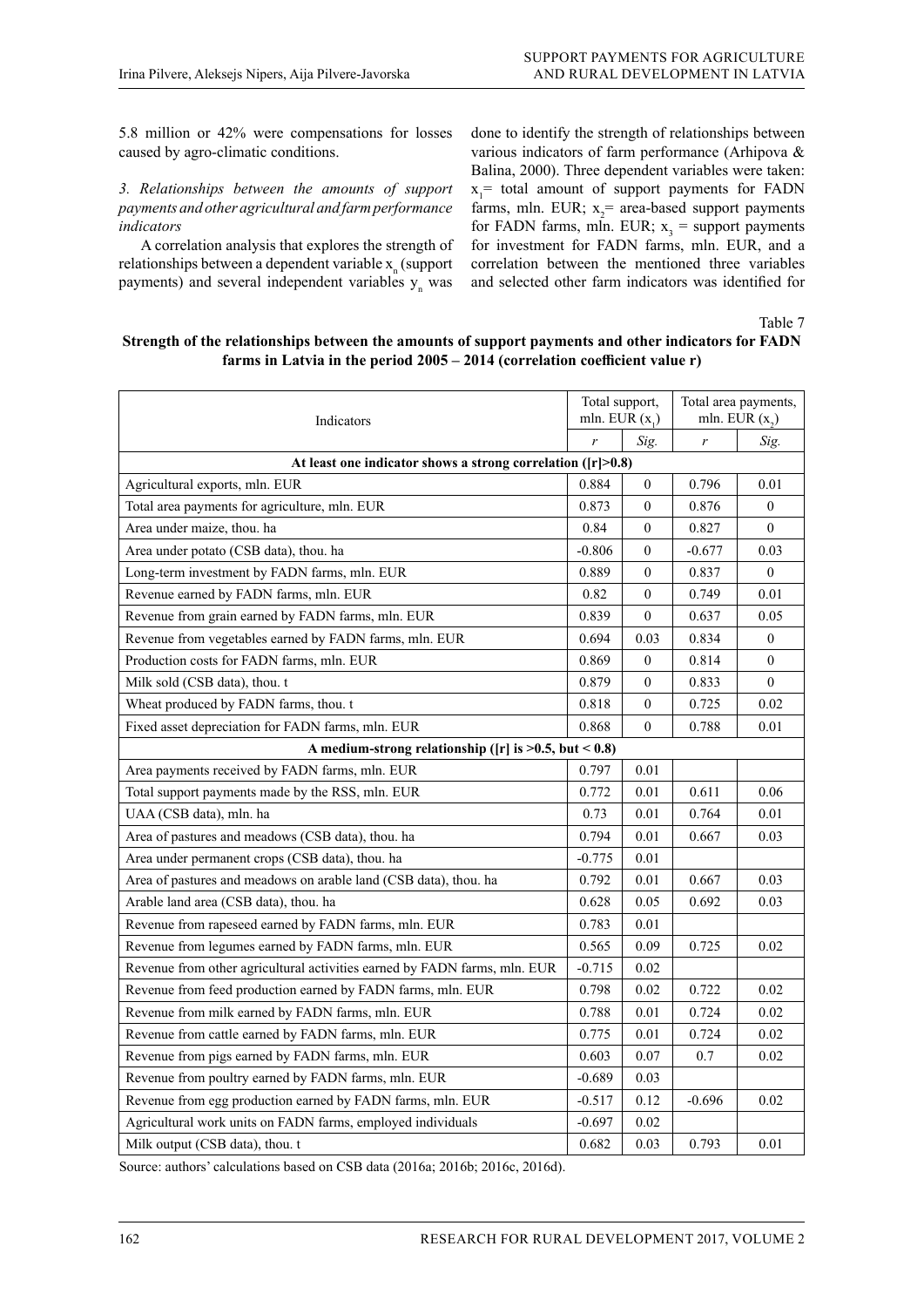5.8 million or 42% were compensations for losses caused by agro-climatic conditions.

*3. Relationships between the amounts of support payments and other agricultural and farm performance indicators*

A correlation analysis that explores the strength of relationships between a dependent variable $x_n$ (support payments) and several independent variables $y_n$ was done to identify the strength of relationships between various indicators of farm performance (Arhipova & Balina, 2000). Three dependent variables were taken: $x_1$= total amount of support payments for FADN farms, mln. EUR; $x_2$= area-based support payments for FADN farms, mln. EUR; $x_3$ = support payments for investment for FADN farms, mln. EUR, and a correlation between the mentioned three variables and selected other farm indicators was identified for

Table 7

**Strength of the relationships between the amounts of support payments and other indicators for FADN farms in Latvia in the period 2005 – 2014 (correlation coefficient value r)**

| Indicators | Total support, mln. EUR ($x_1$) | | Total area payments, mln. EUR ($x_2$) | |
|---|---|---|---|---|
| | *r* | *Sig.* | *r* | *Sig.* |
| **At least one indicator shows a strong correlation (\|r\|>0.8)** | | | | |
| Agricultural exports, mln. EUR | 0.884 | 0 | 0.796 | 0.01 |
| Total area payments for agriculture, mln. EUR | 0.873 | 0 | 0.876 | 0 |
| Area under maize, thou. ha | 0.84 | 0 | 0.827 | 0 |
| Area under potato (CSB data), thou. ha | -0.806 | 0 | -0.677 | 0.03 |
| Long-term investment by FADN farms, mln. EUR | 0.889 | 0 | 0.837 | 0 |
| Revenue earned by FADN farms, mln. EUR | 0.82 | 0 | 0.749 | 0.01 |
| Revenue from grain earned by FADN farms, mln. EUR | 0.839 | 0 | 0.637 | 0.05 |
| Revenue from vegetables earned by FADN farms, mln. EUR | 0.694 | 0.03 | 0.834 | 0 |
| Production costs for FADN farms, mln. EUR | 0.869 | 0 | 0.814 | 0 |
| Milk sold (CSB data), thou. t | 0.879 | 0 | 0.833 | 0 |
| Wheat produced by FADN farms, thou. t | 0.818 | 0 | 0.725 | 0.02 |
| Fixed asset depreciation for FADN farms, mln. EUR | 0.868 | 0 | 0.788 | 0.01 |
| **A medium-strong relationship (\|r\| is >0.5, but < 0.8)** | | | | |
| Area payments received by FADN farms, mln. EUR | 0.797 | 0.01 | | |
| Total support payments made by the RSS, mln. EUR | 0.772 | 0.01 | 0.611 | 0.06 |
| UAA (CSB data), mln. ha | 0.73 | 0.01 | 0.764 | 0.01 |
| Area of pastures and meadows (CSB data), thou. ha | 0.794 | 0.01 | 0.667 | 0.03 |
| Area under permanent crops (CSB data), thou. ha | -0.775 | 0.01 | | |
| Area of pastures and meadows on arable land (CSB data), thou. ha | 0.792 | 0.01 | 0.667 | 0.03 |
| Arable land area (CSB data), thou. ha | 0.628 | 0.05 | 0.692 | 0.03 |
| Revenue from rapeseed earned by FADN farms, mln. EUR | 0.783 | 0.01 | | |
| Revenue from legumes earned by FADN farms, mln. EUR | 0.565 | 0.09 | 0.725 | 0.02 |
| Revenue from other agricultural activities earned by FADN farms, mln. EUR | -0.715 | 0.02 | | |
| Revenue from feed production earned by FADN farms, mln. EUR | 0.798 | 0.02 | 0.722 | 0.02 |
| Revenue from milk earned by FADN farms, mln. EUR | 0.788 | 0.01 | 0.724 | 0.02 |
| Revenue from cattle earned by FADN farms, mln. EUR | 0.775 | 0.01 | 0.724 | 0.02 |
| Revenue from pigs earned by FADN farms, mln. EUR | 0.603 | 0.07 | 0.7 | 0.02 |
| Revenue from poultry earned by FADN farms, mln. EUR | -0.689 | 0.03 | | |
| Revenue from egg production earned by FADN farms, mln. EUR | -0.517 | 0.12 | -0.696 | 0.02 |
| Agricultural work units on FADN farms, employed individuals | -0.697 | 0.02 | | |
| Milk output (CSB data), thou. t | 0.682 | 0.03 | 0.793 | 0.01 |

Source: authors' calculations based on CSB data (2016a; 2016b; 2016c, 2016d).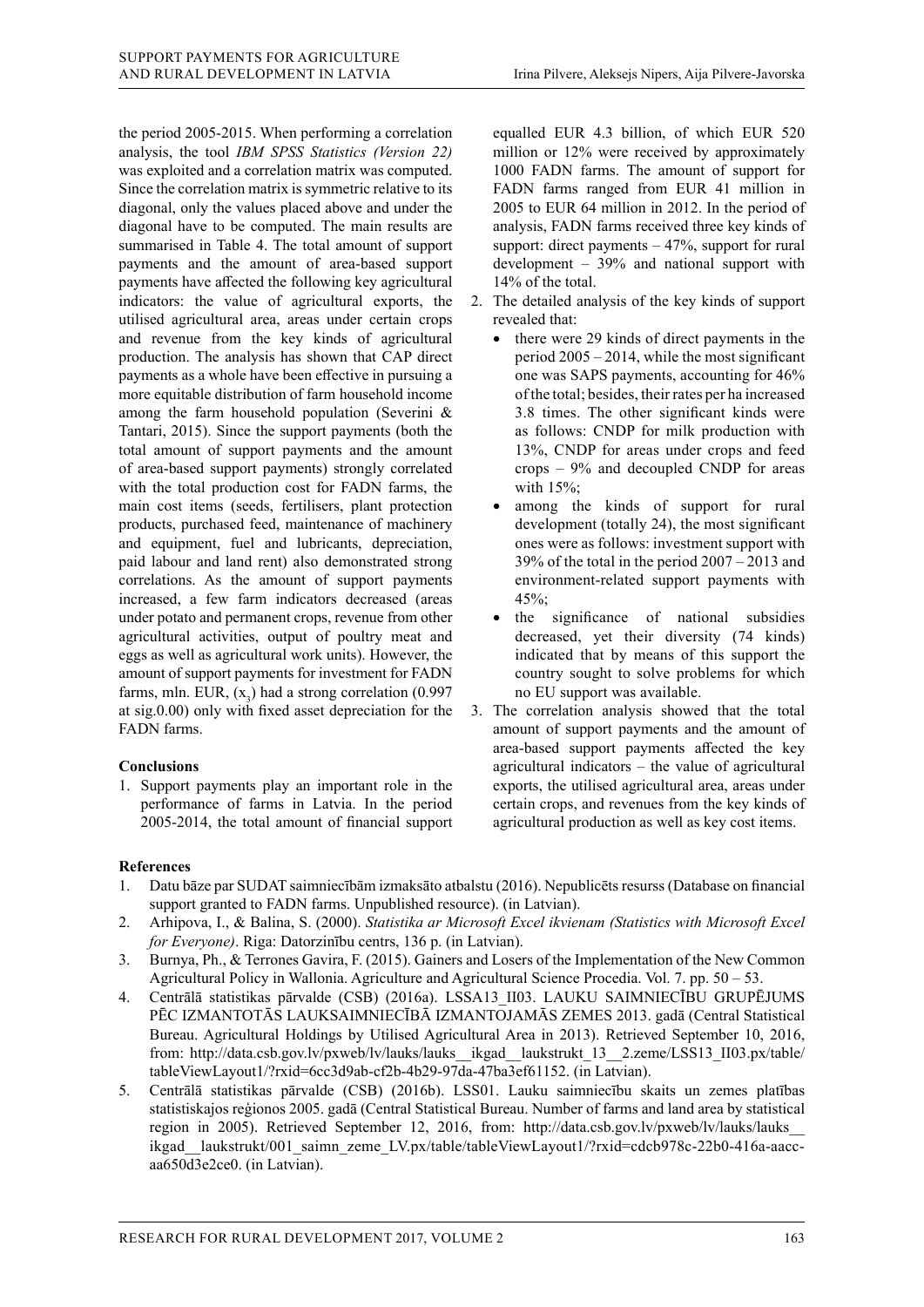the period 2005-2015. When performing a correlation analysis, the tool *IBM SPSS Statistics (Version 22)* was exploited and a correlation matrix was computed. Since the correlation matrix is symmetric relative to its diagonal, only the values placed above and under the diagonal have to be computed. The main results are summarised in Table 4. The total amount of support payments and the amount of area-based support payments have affected the following key agricultural indicators: the value of agricultural exports, the utilised agricultural area, areas under certain crops and revenue from the key kinds of agricultural production. The analysis has shown that CAP direct payments as a whole have been effective in pursuing a more equitable distribution of farm household income among the farm household population (Severini & Tantari, 2015). Since the support payments (both the total amount of support payments and the amount of area-based support payments) strongly correlated with the total production cost for FADN farms, the main cost items (seeds, fertilisers, plant protection products, purchased feed, maintenance of machinery and equipment, fuel and lubricants, depreciation, paid labour and land rent) also demonstrated strong correlations. As the amount of support payments increased, a few farm indicators decreased (areas under potato and permanent crops, revenue from other agricultural activities, output of poultry meat and eggs as well as agricultural work units). However, the amount of support payments for investment for FADN farms, mln. EUR, ($x_3$) had a strong correlation (0.997 at sig.0.00) only with fixed asset depreciation for the FADN farms.

**Conclusions**

1. Support payments play an important role in the performance of farms in Latvia. In the period 2005-2014, the total amount of financial support equalled EUR 4.3 billion, of which EUR 520 million or 12% were received by approximately 1000 FADN farms. The amount of support for FADN farms ranged from EUR 41 million in 2005 to EUR 64 million in 2012. In the period of analysis, FADN farms received three key kinds of support: direct payments – 47%, support for rural development – 39% and national support with 14% of the total.
2. The detailed analysis of the key kinds of support revealed that:
   - there were 29 kinds of direct payments in the period 2005 – 2014, while the most significant one was SAPS payments, accounting for 46% of the total; besides, their rates per ha increased 3.8 times. The other significant kinds were as follows: CNDP for milk production with 13%, CNDP for areas under crops and feed crops – 9% and decoupled CNDP for areas with 15%;
   - among the kinds of support for rural development (totally 24), the most significant ones were as follows: investment support with 39% of the total in the period 2007 – 2013 and environment-related support payments with 45%;
   - the significance of national subsidies decreased, yet their diversity (74 kinds) indicated that by means of this support the country sought to solve problems for which no EU support was available.
3. The correlation analysis showed that the total amount of support payments and the amount of area-based support payments affected the key agricultural indicators – the value of agricultural exports, the utilised agricultural area, areas under certain crops, and revenues from the key kinds of agricultural production as well as key cost items.

**References**

1. Datu bāze par SUDAT saimniecībām izmaksāto atbalstu (2016). Nepublicēts resurss (Database on financial support granted to FADN farms. Unpublished resource). (in Latvian).
2. Arhipova, I., & Balina, S. (2000). *Statistika ar Microsoft Excel ikvienam (Statistics with Microsoft Excel for Everyone)*. Riga: Datorzinību centrs, 136 p. (in Latvian).
3. Burnya, Ph., & Terrones Gavira, F. (2015). Gainers and Losers of the Implementation of the New Common Agricultural Policy in Wallonia. Agriculture and Agricultural Science Procedia. Vol. 7. pp. 50 – 53.
4. Centrālā statistikas pārvalde (CSB) (2016a). LSSA13_II03. LAUKU SAIMNIECĪBU GRUPĒJUMS PĒC IZMANTOTĀS LAUKSAIMNIECĪBĀ IZMANTOJAMĀS ZEMES 2013. gadā (Central Statistical Bureau. Agricultural Holdings by Utilised Agricultural Area in 2013). Retrieved September 10, 2016, from: http://data.csb.gov.lv/pxweb/lv/lauks/lauks__ikgad__laukstrukt_13__2.zeme/LSS13_II03.px/table/tableViewLayout1/?rxid=6cc3d9ab-cf2b-4b29-97da-47ba3ef61152. (in Latvian).
5. Centrālā statistikas pārvalde (CSB) (2016b). LSS01. Lauku saimniecību skaits un zemes platības statistiskajos reģionos 2005. gadā (Central Statistical Bureau. Number of farms and land area by statistical region in 2005). Retrieved September 12, 2016, from: http://data.csb.gov.lv/pxweb/lv/lauks/lauks__ikgad__laukstrukt/001_saimn_zeme_LV.px/table/tableViewLayout1/?rxid=cdcb978c-22b0-416a-aacc-aa650d3e2ce0. (in Latvian).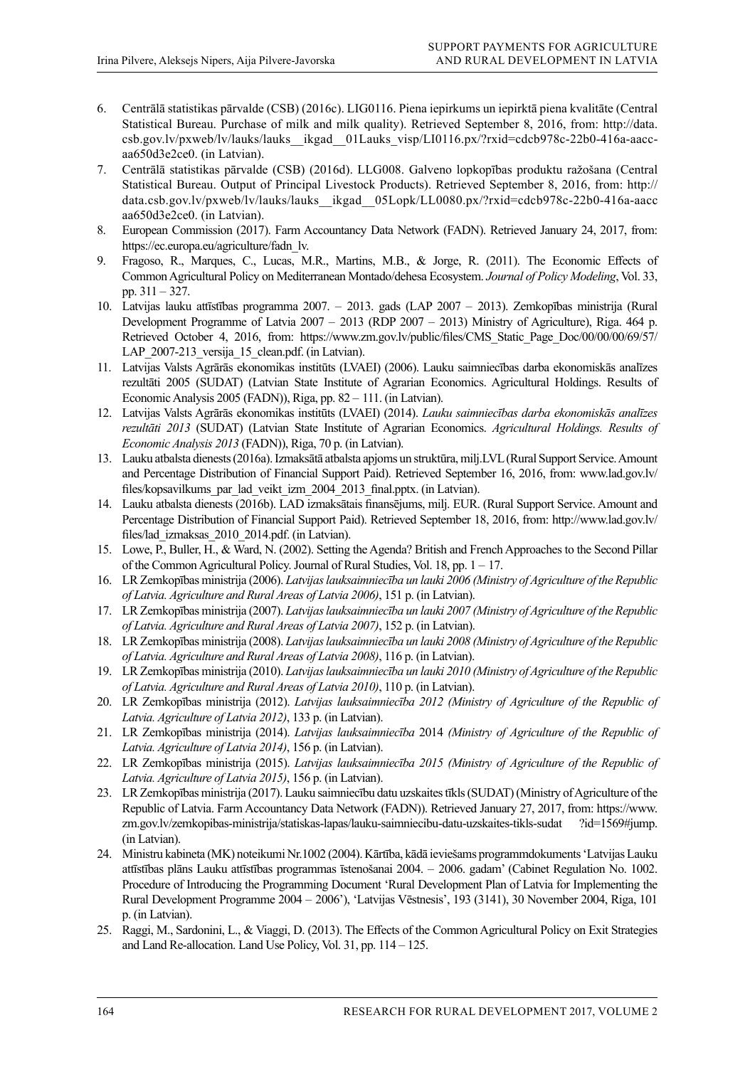6. Centrālā statistikas pārvalde (CSB) (2016c). LIG0116. Piena iepirkums un iepirktā piena kvalitāte (Central Statistical Bureau. Purchase of milk and milk quality). Retrieved September 8, 2016, from: http://data.csb.gov.lv/pxweb/lv/lauks/lauks__ikgad__01Lauks_visp/LI0116.px/?rxid=cdcb978c-22b0-416a-aacc-aa650d3e2ce0. (in Latvian).
7. Centrālā statistikas pārvalde (CSB) (2016d). LLG008. Galveno lopkopības produktu ražošana (Central Statistical Bureau. Output of Principal Livestock Products). Retrieved September 8, 2016, from: http://data.csb.gov.lv/pxweb/lv/lauks/lauks__ikgad__05Lopk/LL0080.px/?rxid=cdcb978c-22b0-416a-aacc aa650d3e2ce0. (in Latvian).
8. European Commission (2017). Farm Accountancy Data Network (FADN). Retrieved January 24, 2017, from: https://ec.europa.eu/agriculture/fadn_lv.
9. Fragoso, R., Marques, C., Lucas, M.R., Martins, M.B., & Jorge, R. (2011). The Economic Effects of Common Agricultural Policy on Mediterranean Montado/dehesa Ecosystem. *Journal of Policy Modeling*, Vol. 33, pp. 311 – 327.
10. Latvijas lauku attīstības programma 2007. – 2013. gads (LAP 2007 – 2013). Zemkopības ministrija (Rural Development Programme of Latvia 2007 – 2013 (RDP 2007 – 2013) Ministry of Agriculture), Riga. 464 p. Retrieved October 4, 2016, from: https://www.zm.gov.lv/public/files/CMS_Static_Page_Doc/00/00/00/69/57/LAP_2007-213_versija_15_clean.pdf. (in Latvian).
11. Latvijas Valsts Agrārās ekonomikas institūts (LVAEI) (2006). Lauku saimniecības darba ekonomiskās analīzes rezultāti 2005 (SUDAT) (Latvian State Institute of Agrarian Economics. Agricultural Holdings. Results of Economic Analysis 2005 (FADN)), Riga, pp. 82 – 111. (in Latvian).
12. Latvijas Valsts Agrārās ekonomikas institūts (LVAEI) (2014). *Lauku saimniecības darba ekonomiskās analīzes rezultāti 2013* (SUDAT) (Latvian State Institute of Agrarian Economics. *Agricultural Holdings. Results of Economic Analysis 2013* (FADN)), Riga, 70 p. (in Latvian).
13. Lauku atbalsta dienests (2016a). Izmaksātā atbalsta apjoms un struktūra, milj.LVL (Rural Support Service. Amount and Percentage Distribution of Financial Support Paid). Retrieved September 16, 2016, from: www.lad.gov.lv/files/kopsavilkums_par_lad_veikt_izm_2004_2013_final.pptx. (in Latvian).
14. Lauku atbalsta dienests (2016b). LAD izmaksātais finansējums, milj. EUR. (Rural Support Service. Amount and Percentage Distribution of Financial Support Paid). Retrieved September 18, 2016, from: http://www.lad.gov.lv/files/lad_izmaksas_2010_2014.pdf. (in Latvian).
15. Lowe, P., Buller, H., & Ward, N. (2002). Setting the Agenda? British and French Approaches to the Second Pillar of the Common Agricultural Policy. Journal of Rural Studies, Vol. 18, pp. 1 – 17.
16. LR Zemkopības ministrija (2006). *Latvijas lauksaimniecība un lauki 2006 (Ministry of Agriculture of the Republic of Latvia. Agriculture and Rural Areas of Latvia 2006)*, 151 p. (in Latvian).
17. LR Zemkopības ministrija (2007). *Latvijas lauksaimniecība un lauki 2007 (Ministry of Agriculture of the Republic of Latvia. Agriculture and Rural Areas of Latvia 2007)*, 152 p. (in Latvian).
18. LR Zemkopības ministrija (2008). *Latvijas lauksaimniecība un lauki 2008 (Ministry of Agriculture of the Republic of Latvia. Agriculture and Rural Areas of Latvia 2008)*, 116 p. (in Latvian).
19. LR Zemkopības ministrija (2010). *Latvijas lauksaimniecība un lauki 2010 (Ministry of Agriculture of the Republic of Latvia. Agriculture and Rural Areas of Latvia 2010)*, 110 p. (in Latvian).
20. LR Zemkopības ministrija (2012). *Latvijas lauksaimniecība 2012 (Ministry of Agriculture of the Republic of Latvia. Agriculture of Latvia 2012)*, 133 p. (in Latvian).
21. LR Zemkopības ministrija (2014). *Latvijas lauksaimniecība* 2014 *(Ministry of Agriculture of the Republic of Latvia. Agriculture of Latvia 2014)*, 156 p. (in Latvian).
22. LR Zemkopības ministrija (2015). *Latvijas lauksaimniecība 2015 (Ministry of Agriculture of the Republic of Latvia. Agriculture of Latvia 2015)*, 156 p. (in Latvian).
23. LR Zemkopības ministrija (2017). Lauku saimniecību datu uzskaites tīkls (SUDAT) (Ministry of Agriculture of the Republic of Latvia. Farm Accountancy Data Network (FADN)). Retrieved January 27, 2017, from: https://www.zm.gov.lv/zemkopibas-ministrija/statiskas-lapas/lauku-saimniecibu-datu-uzskaites-tikls-sudat ?id=1569#jump. (in Latvian).
24. Ministru kabineta (MK) noteikumi Nr.1002 (2004). Kārtība, kādā ieviešams programmdokuments 'Latvijas Lauku attīstības plāns Lauku attīstības programmas īstenošanai 2004. – 2006. gadam' (Cabinet Regulation No. 1002. Procedure of Introducing the Programming Document 'Rural Development Plan of Latvia for Implementing the Rural Development Programme 2004 – 2006'), 'Latvijas Vēstnesis', 193 (3141), 30 November 2004, Riga, 101 p. (in Latvian).
25. Raggi, M., Sardonini, L., & Viaggi, D. (2013). The Effects of the Common Agricultural Policy on Exit Strategies and Land Re-allocation. Land Use Policy, Vol. 31, pp. 114 – 125.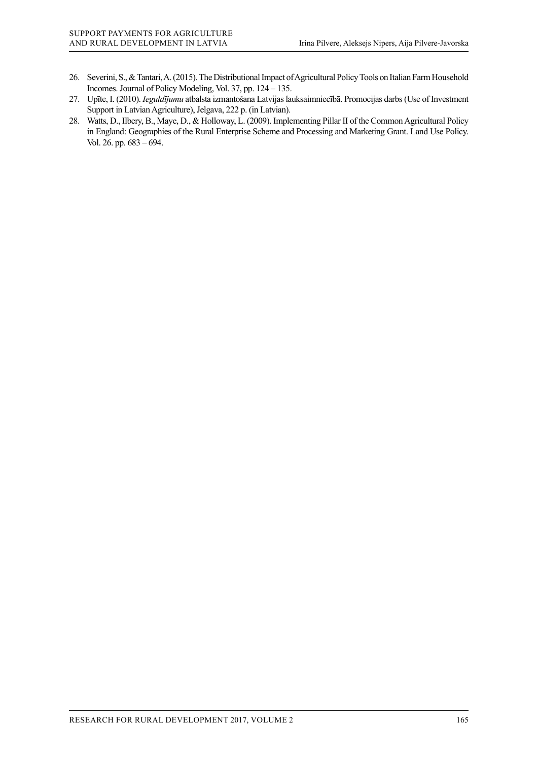26. Severini, S., & Tantari, A. (2015). The Distributional Impact of Agricultural Policy Tools on Italian Farm Household Incomes. Journal of Policy Modeling, Vol. 37, pp. 124 – 135.
27. Upīte, I. (2010). *Ieguldījumu* atbalsta izmantošana Latvijas lauksaimniecībā. Promocijas darbs (Use of Investment Support in Latvian Agriculture), Jelgava, 222 p. (in Latvian).
28. Watts, D., Ilbery, B., Maye, D., & Holloway, L. (2009). Implementing Pillar II of the Common Agricultural Policy in England: Geographies of the Rural Enterprise Scheme and Processing and Marketing Grant. Land Use Policy. Vol. 26. pp. 683 – 694.